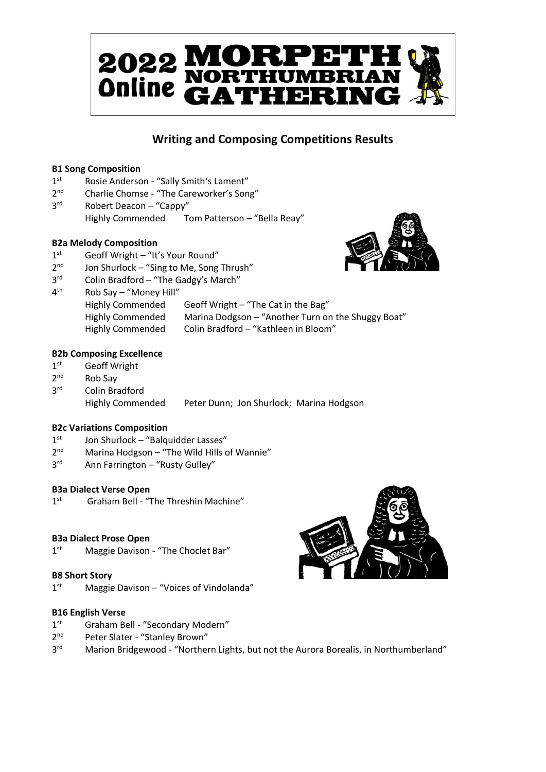# 2022 Online MORPETH NORTHUMBRIAN GATHERING

## Writing and Composing Competitions Results

### B1 Song Composition

1st Rosie Anderson - "Sally Smith's Lament"
2nd Charlie Chomse - "The Careworker's Song"
3rd Robert Deacon – "Cappy"
Highly Commended Tom Patterson – "Bella Reay"

### B2a Melody Composition

1st Geoff Wright – "It's Your Round"
2nd Jon Shurlock – "Sing to Me, Song Thrush"
3rd Colin Bradford – "The Gadgy's March"
4th Rob Say – "Money Hill"
Highly Commended Geoff Wright – "The Cat in the Bag"
Highly Commended Marina Dodgson – "Another Turn on the Shuggy Boat"
Highly Commended Colin Bradford – "Kathleen in Bloom"

### B2b Composing Excellence

1st Geoff Wright
2nd Rob Say
3rd Colin Bradford
Highly Commended Peter Dunn; Jon Shurlock; Marina Hodgson

### B2c Variations Composition

1st Jon Shurlock – "Balquidder Lasses"
2nd Marina Hodgson – "The Wild Hills of Wannie"
3rd Ann Farrington – "Rusty Gulley"

### B3a Dialect Verse Open

1st Graham Bell - "The Threshin Machine"

### B3a Dialect Prose Open

1st Maggie Davison - "The Choclet Bar"

### B8 Short Story

1st Maggie Davison – "Voices of Vindolanda"

### B16 English Verse

1st Graham Bell - "Secondary Modern"
2nd Peter Slater - "Stanley Brown"
3rd Marion Bridgewood - "Northern Lights, but not the Aurora Borealis, in Northumberland"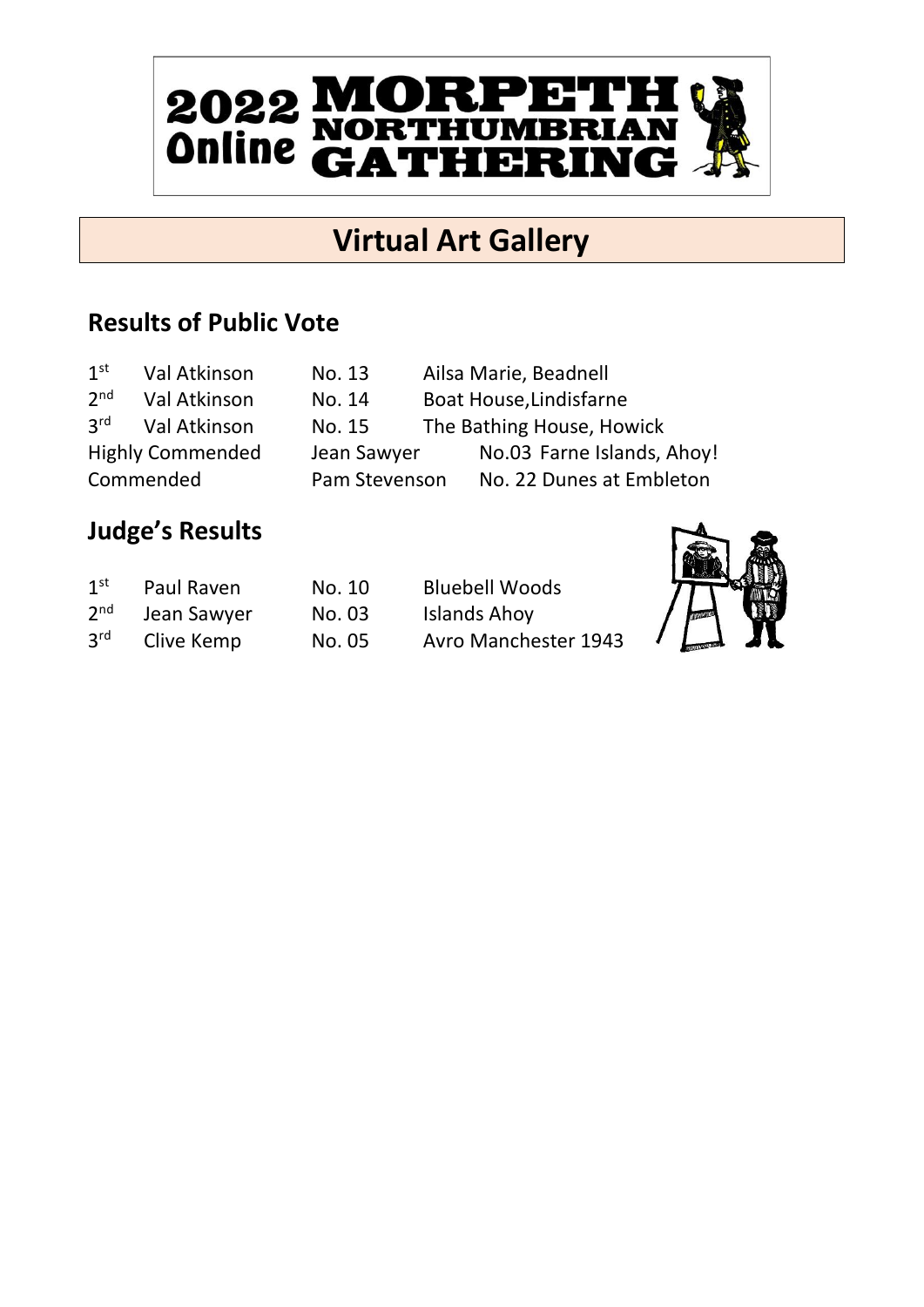2022 Online MORPETH NORTHUMBRIAN GATHERING

# Virtual Art Gallery

## Results of Public Vote

| | | | |
|---|---|---|---|
| 1st | Val Atkinson | No. 13 | Ailsa Marie, Beadnell |
| 2nd | Val Atkinson | No. 14 | Boat House,Lindisfarne |
| 3rd | Val Atkinson | No. 15 | The Bathing House, Howick |
| Highly Commended | | Jean Sawyer | No.03 Farne Islands, Ahoy! |
| Commended | | Pam Stevenson | No. 22 Dunes at Embleton |

## Judge's Results

| | | | |
|---|---|---|---|
| 1st | Paul Raven | No. 10 | Bluebell Woods |
| 2nd | Jean Sawyer | No. 03 | Islands Ahoy |
| 3rd | Clive Kemp | No. 05 | Avro Manchester 1943 |